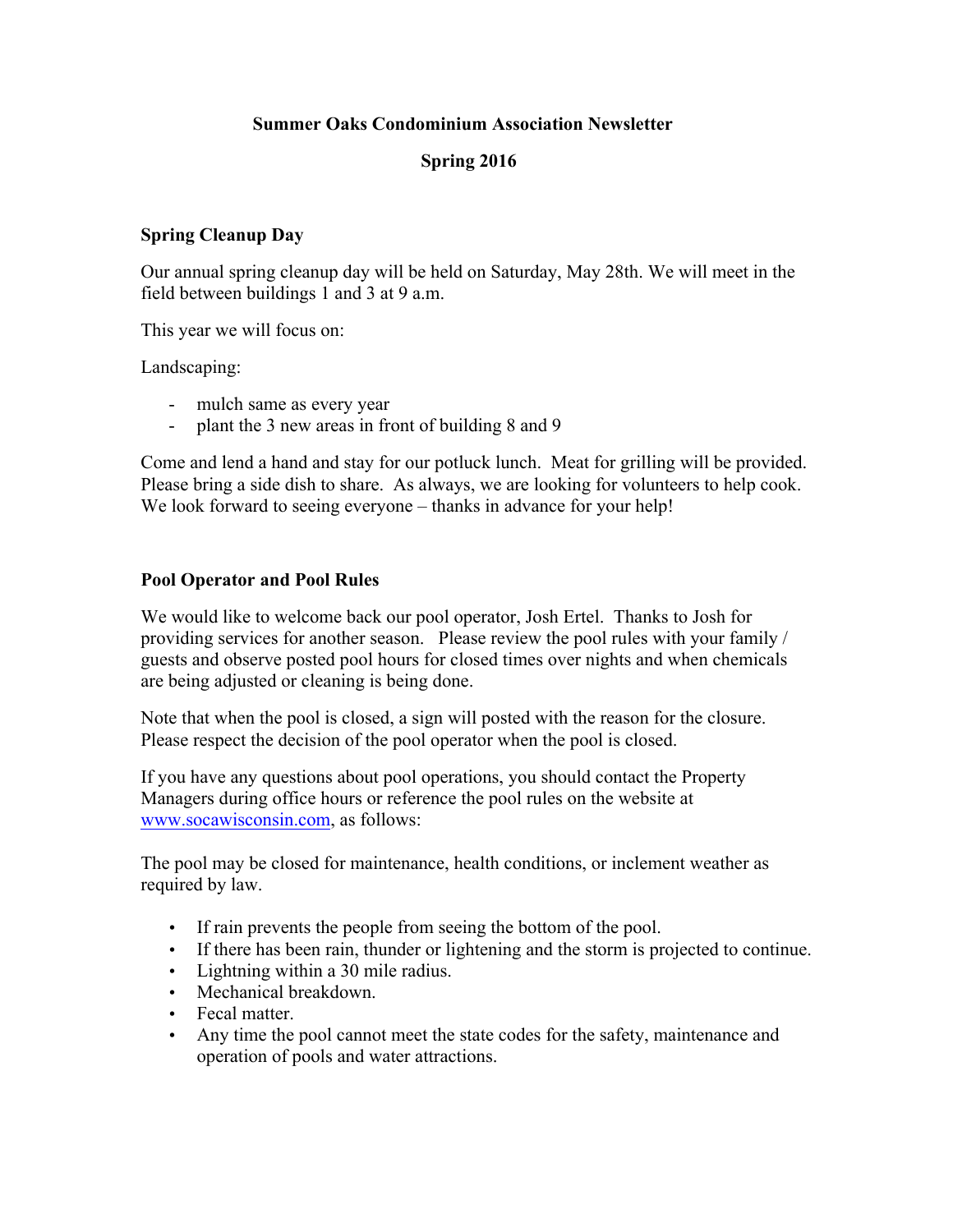# Summer Oaks Condominium Association Newsletter

## Spring 2016

### Spring Cleanup Day

Our annual spring cleanup day will be held on Saturday, May 28th. We will meet in the field between buildings 1 and 3 at 9 a.m.

This year we will focus on:

Landscaping:

- mulch same as every year
- plant the 3 new areas in front of building 8 and 9

Come and lend a hand and stay for our potluck lunch. Meat for grilling will be provided. Please bring a side dish to share. As always, we are looking for volunteers to help cook. We look forward to seeing everyone – thanks in advance for your help!

### Pool Operator and Pool Rules

We would like to welcome back our pool operator, Josh Ertel. Thanks to Josh for providing services for another season. Please review the pool rules with your family / guests and observe posted pool hours for closed times over nights and when chemicals are being adjusted or cleaning is being done.

Note that when the pool is closed, a sign will posted with the reason for the closure. Please respect the decision of the pool operator when the pool is closed.

If you have any questions about pool operations, you should contact the Property Managers during office hours or reference the pool rules on the website at [www.socawisconsin.com](http://www.socawisconsin.com), as follows:

The pool may be closed for maintenance, health conditions, or inclement weather as required by law.

- If rain prevents the people from seeing the bottom of the pool.
- If there has been rain, thunder or lightening and the storm is projected to continue.
- Lightning within a 30 mile radius.
- Mechanical breakdown.
- Fecal matter.
- Any time the pool cannot meet the state codes for the safety, maintenance and operation of pools and water attractions.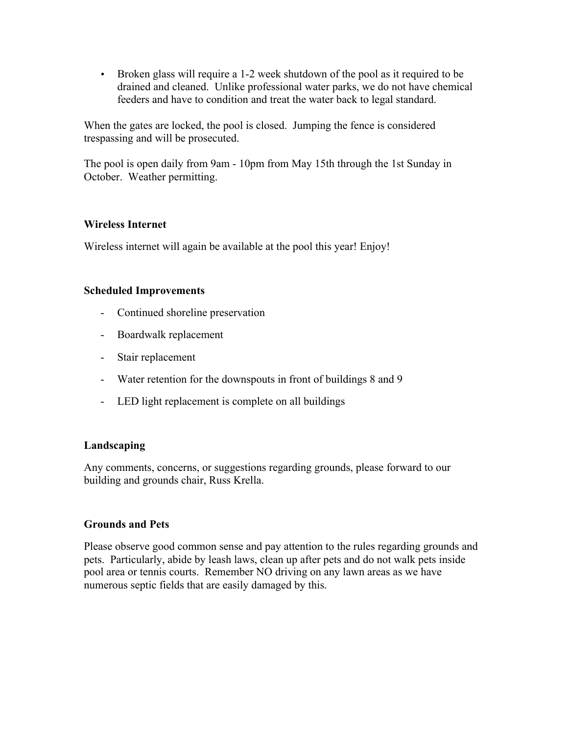- Broken glass will require a 1-2 week shutdown of the pool as it required to be drained and cleaned. Unlike professional water parks, we do not have chemical feeders and have to condition and treat the water back to legal standard.

When the gates are locked, the pool is closed. Jumping the fence is considered trespassing and will be prosecuted.

The pool is open daily from 9am - 10pm from May 15th through the 1st Sunday in October. Weather permitting.

**Wireless Internet**

Wireless internet will again be available at the pool this year! Enjoy!

**Scheduled Improvements**

- Continued shoreline preservation
- Boardwalk replacement
- Stair replacement
- Water retention for the downspouts in front of buildings 8 and 9
- LED light replacement is complete on all buildings

**Landscaping**

Any comments, concerns, or suggestions regarding grounds, please forward to our building and grounds chair, Russ Krella.

**Grounds and Pets**

Please observe good common sense and pay attention to the rules regarding grounds and pets. Particularly, abide by leash laws, clean up after pets and do not walk pets inside pool area or tennis courts. Remember NO driving on any lawn areas as we have numerous septic fields that are easily damaged by this.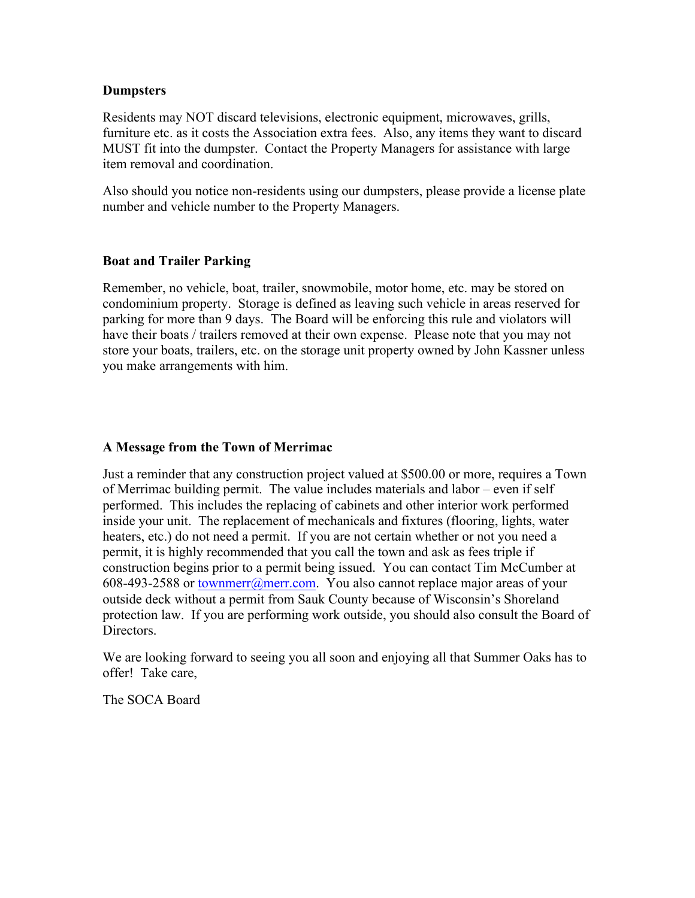**Dumpsters**

Residents may NOT discard televisions, electronic equipment, microwaves, grills, furniture etc. as it costs the Association extra fees. Also, any items they want to discard MUST fit into the dumpster. Contact the Property Managers for assistance with large item removal and coordination.

Also should you notice non-residents using our dumpsters, please provide a license plate number and vehicle number to the Property Managers.

**Boat and Trailer Parking**

Remember, no vehicle, boat, trailer, snowmobile, motor home, etc. may be stored on condominium property. Storage is defined as leaving such vehicle in areas reserved for parking for more than 9 days. The Board will be enforcing this rule and violators will have their boats / trailers removed at their own expense. Please note that you may not store your boats, trailers, etc. on the storage unit property owned by John Kassner unless you make arrangements with him.

**A Message from the Town of Merrimac**

Just a reminder that any construction project valued at $500.00 or more, requires a Town of Merrimac building permit. The value includes materials and labor – even if self performed. This includes the replacing of cabinets and other interior work performed inside your unit. The replacement of mechanicals and fixtures (flooring, lights, water heaters, etc.) do not need a permit. If you are not certain whether or not you need a permit, it is highly recommended that you call the town and ask as fees triple if construction begins prior to a permit being issued. You can contact Tim McCumber at 608-493-2588 or townmerr@merr.com. You also cannot replace major areas of your outside deck without a permit from Sauk County because of Wisconsin's Shoreland protection law. If you are performing work outside, you should also consult the Board of Directors.

We are looking forward to seeing you all soon and enjoying all that Summer Oaks has to offer! Take care,

The SOCA Board